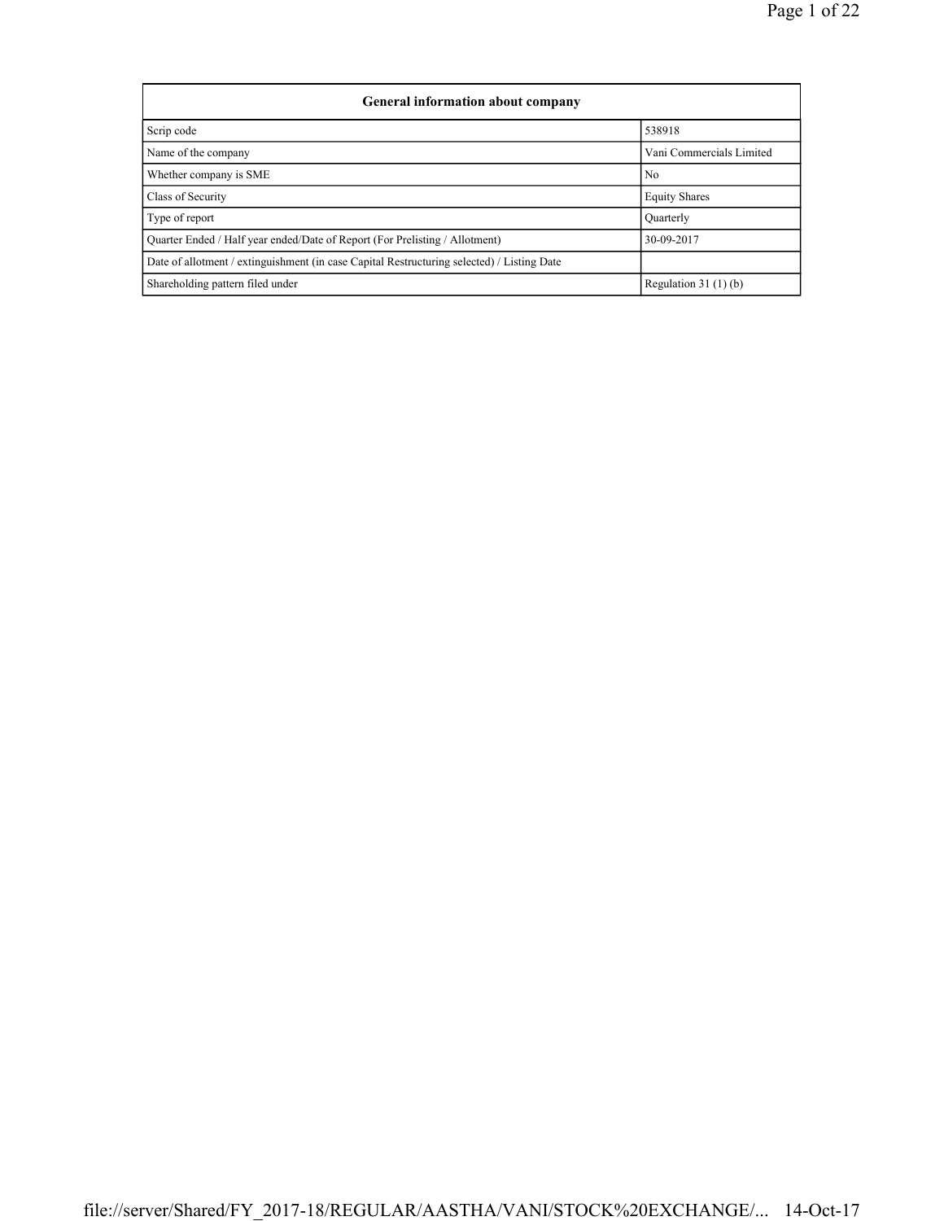| General information about company | |
|---|---|
| Scrip code | 538918 |
| Name of the company | Vani Commercials Limited |
| Whether company is SME | No |
| Class of Security | Equity Shares |
| Type of report | Quarterly |
| Quarter Ended / Half year ended/Date of Report (For Prelisting / Allotment) | 30-09-2017 |
| Date of allotment / extinguishment (in case Capital Restructuring selected) / Listing Date | |
| Shareholding pattern filed under | Regulation 31 (1) (b) |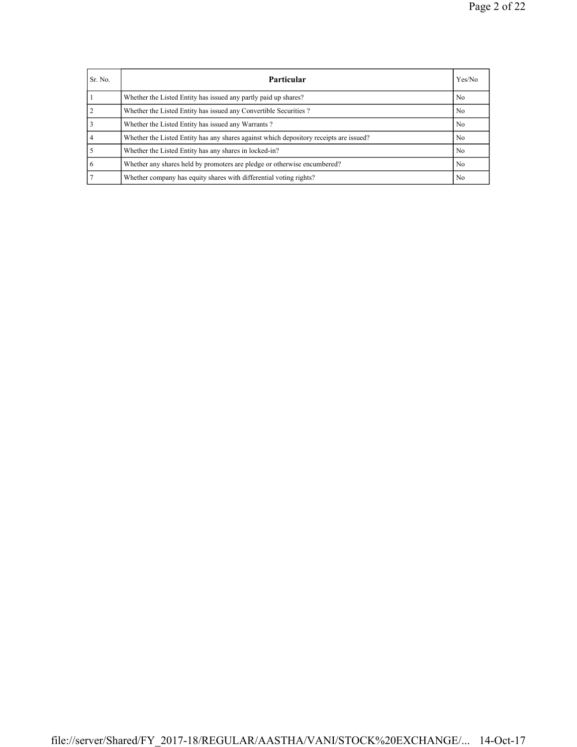| Sr. No. | Particular | Yes/No |
| --- | --- | --- |
| 1 | Whether the Listed Entity has issued any partly paid up shares? | No |
| 2 | Whether the Listed Entity has issued any Convertible Securities ? | No |
| 3 | Whether the Listed Entity has issued any Warrants ? | No |
| 4 | Whether the Listed Entity has any shares against which depository receipts are issued? | No |
| 5 | Whether the Listed Entity has any shares in locked-in? | No |
| 6 | Whether any shares held by promoters are pledge or otherwise encumbered? | No |
| 7 | Whether company has equity shares with differential voting rights? | No |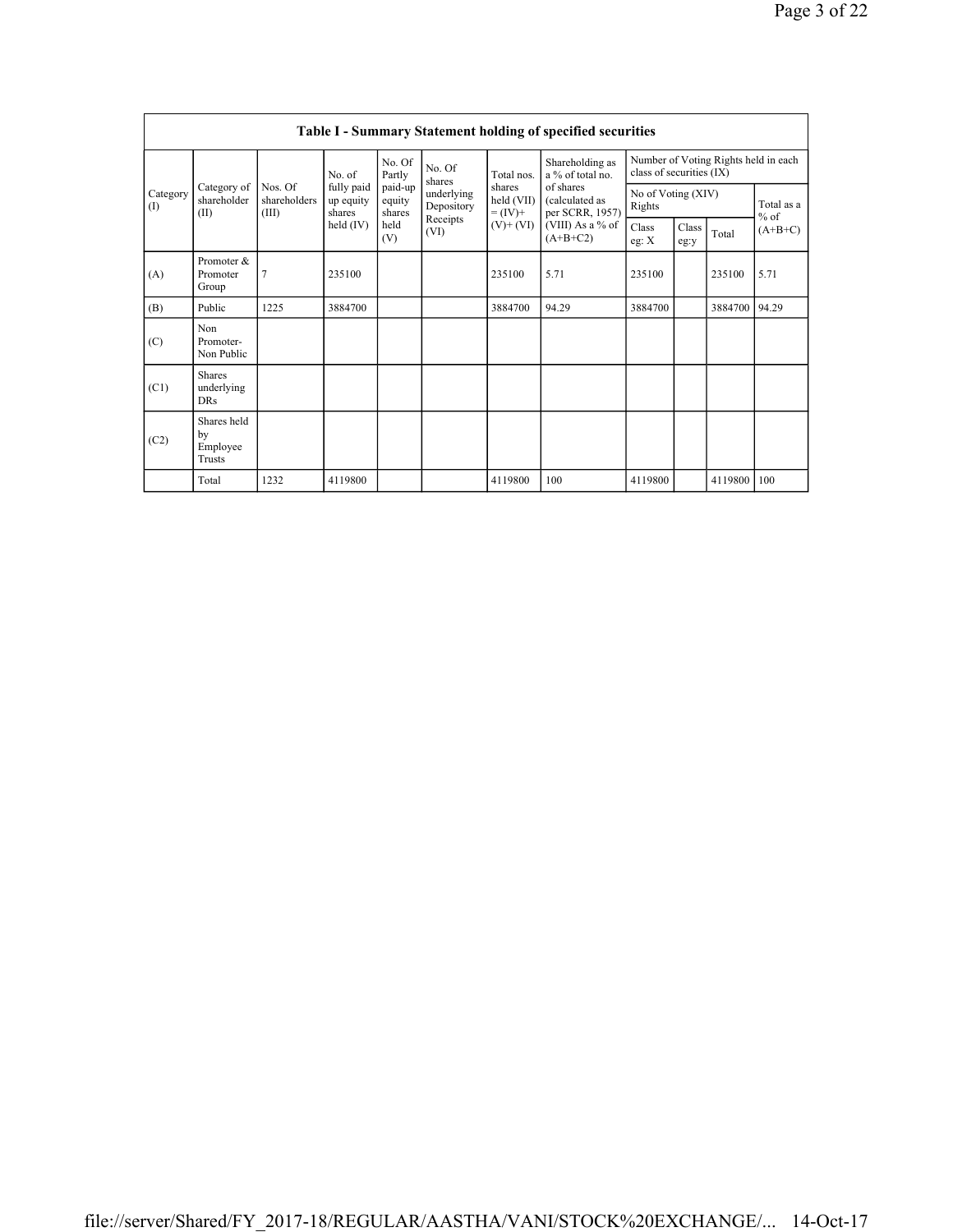## Table I - Summary Statement holding of specified securities

| Category (I) | Category of shareholder (II) | Nos. Of shareholders (III) | No. of fully paid up equity shares held (IV) | No. Of Partly paid-up equity shares held (V) | No. Of shares underlying Depository Receipts (VI) | Total nos. shares held (VII) = (IV)+ (V)+ (VI) | Shareholding as a % of total no. of shares (calculated as per SCRR, 1957) (VIII) As a % of (A+B+C2) | Number of Voting Rights held in each class of securities (IX) | | | |
|---|---|---|---|---|---|---|---|---|---|---|---|
| | | | | | | | | No of Voting (XIV) Rights | | | Total as a % of (A+B+C) |
| | | | | | | | | Class eg: X | Class eg:y | Total | |
| (A) | Promoter & Promoter Group | 7 | 235100 | | | 235100 | 5.71 | 235100 | | 235100 | 5.71 |
| (B) | Public | 1225 | 3884700 | | | 3884700 | 94.29 | 3884700 | | 3884700 | 94.29 |
| (C) | Non Promoter- Non Public | | | | | | | | | | |
| (C1) | Shares underlying DRs | | | | | | | | | | |
| (C2) | Shares held by Employee Trusts | | | | | | | | | | |
| | Total | 1232 | 4119800 | | | 4119800 | 100 | 4119800 | | 4119800 | 100 |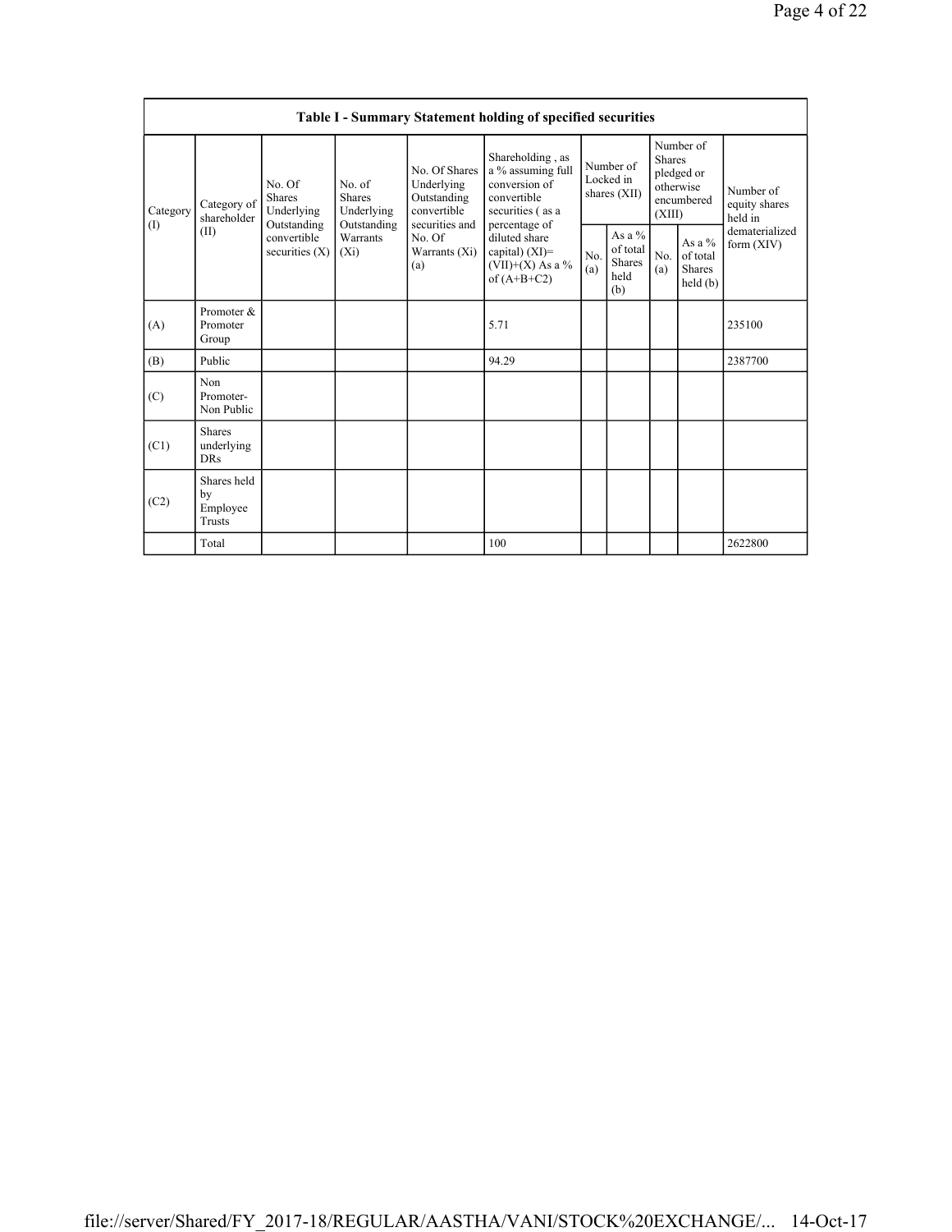| Table I - Summary Statement holding of specified securities | | | | | | | | | | |
|---|---|---|---|---|---|---|---|---|---|---|
| Category (I) | Category of shareholder (II) | No. Of Shares Underlying Outstanding convertible securities (X) | No. of Shares Underlying Outstanding Warrants (Xi) | No. Of Shares Underlying Outstanding convertible securities and No. Of Warrants (Xi) (a) | Shareholding , as a % assuming full conversion of convertible securities ( as a percentage of diluted share capital) (XI)= (VII)+(X) As a % of (A+B+C2) | Number of Locked in shares (XII) | | Number of Shares pledged or otherwise encumbered (XIII) | | Number of equity shares held in dematerialized form (XIV) |
| | | | | | | No. (a) | As a % of total Shares held (b) | No. (a) | As a % of total Shares held (b) | |
| (A) | Promoter & Promoter Group | | | | 5.71 | | | | | 235100 |
| (B) | Public | | | | 94.29 | | | | | 2387700 |
| (C) | Non Promoter- Non Public | | | | | | | | | |
| (C1) | Shares underlying DRs | | | | | | | | | |
| (C2) | Shares held by Employee Trusts | | | | | | | | | |
| | Total | | | | 100 | | | | | 2622800 |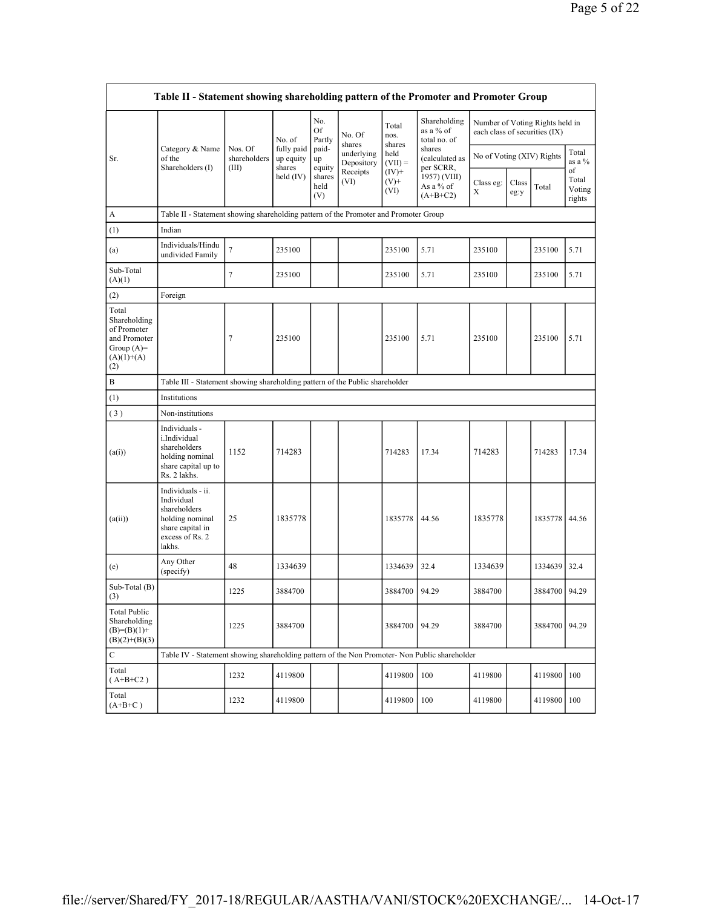| Table II - Statement showing shareholding pattern of the Promoter and Promoter Group | | | | | | | | | | | | |
|---|---|---|---|---|---|---|---|---|---|---|---|---|
| Sr. | Category & Name of the Shareholders (I) | Nos. Of shareholders (III) | No. of fully paid up equity shares held (IV) | No. Of Partly paid-up equity shares held (V) | No. Of shares underlying Depository Receipts (VI) | Total nos. shares held (VII) = (IV)+ (V)+ (VI) | Shareholding as a % of total no. of shares (calculated as per SCRR, 1957) (VIII) As a % of (A+B+C2) | Number of Voting Rights held in each class of securities (IX) | | | |
| | | | | | | | | No of Voting (XIV) Rights | | | Total as a % of Total Voting rights |
| | | | | | | | | Class eg: X | Class eg:y | Total | |
| A | Table II - Statement showing shareholding pattern of the Promoter and Promoter Group | | | | | | | | | | |
| (1) | Indian | | | | | | | | | | |
| (a) | Individuals/Hindu undivided Family | 7 | 235100 | | | 235100 | 5.71 | 235100 | | 235100 | 5.71 |
| Sub-Total (A)(1) | | 7 | 235100 | | | 235100 | 5.71 | 235100 | | 235100 | 5.71 |
| (2) | Foreign | | | | | | | | | | |
| Total Shareholding of Promoter and Promoter Group (A)= (A)(1)+(A)(2) | | 7 | 235100 | | | 235100 | 5.71 | 235100 | | 235100 | 5.71 |
| B | Table III - Statement showing shareholding pattern of the Public shareholder | | | | | | | | | | |
| (1) | Institutions | | | | | | | | | | |
| (3) | Non-institutions | | | | | | | | | | |
| (a(i)) | Individuals - i.Individual shareholders holding nominal share capital up to Rs. 2 lakhs. | 1152 | 714283 | | | 714283 | 17.34 | 714283 | | 714283 | 17.34 |
| (a(ii)) | Individuals - ii. Individual shareholders holding nominal share capital in excess of Rs. 2 lakhs. | 25 | 1835778 | | | 1835778 | 44.56 | 1835778 | | 1835778 | 44.56 |
| (e) | Any Other (specify) | 48 | 1334639 | | | 1334639 | 32.4 | 1334639 | | 1334639 | 32.4 |
| Sub-Total (B)(3) | | 1225 | 3884700 | | | 3884700 | 94.29 | 3884700 | | 3884700 | 94.29 |
| Total Public Shareholding (B)=(B)(1)+(B)(2)+(B)(3) | | 1225 | 3884700 | | | 3884700 | 94.29 | 3884700 | | 3884700 | 94.29 |
| C | Table IV - Statement showing shareholding pattern of the Non Promoter- Non Public shareholder | | | | | | | | | | |
| Total (A+B+C2) | | 1232 | 4119800 | | | 4119800 | 100 | 4119800 | | 4119800 | 100 |
| Total (A+B+C) | | 1232 | 4119800 | | | 4119800 | 100 | 4119800 | | 4119800 | 100 |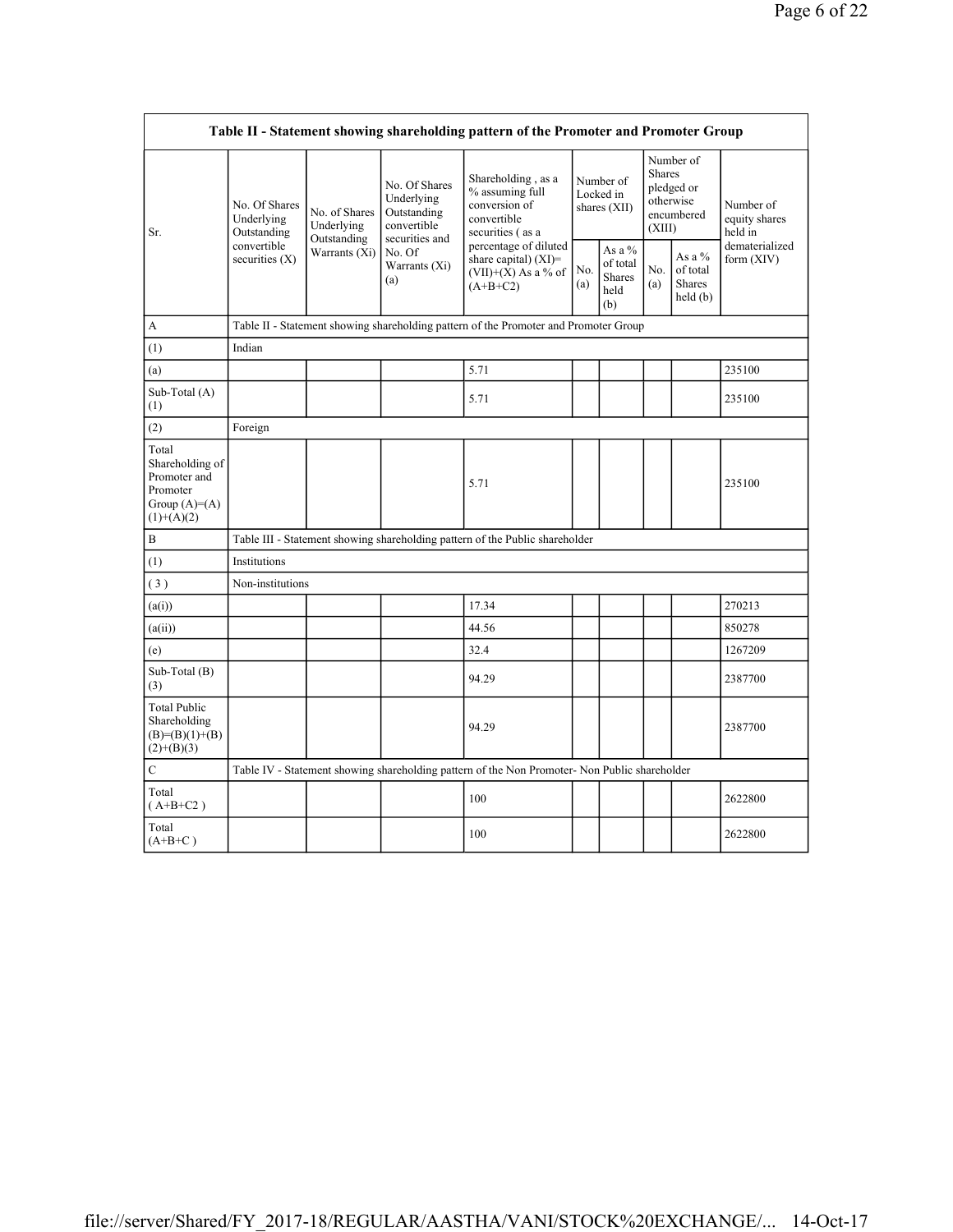| Table II - Statement showing shareholding pattern of the Promoter and Promoter Group | | | | | | | | | |
|---|---|---|---|---|---|---|---|---|---|
| Sr. | No. Of Shares Underlying Outstanding convertible securities (X) | No. of Shares Underlying Outstanding Warrants (Xi) | No. Of Shares Underlying Outstanding convertible securities and No. Of Warrants (Xi) (a) | Shareholding , as a % assuming full conversion of convertible securities ( as a percentage of diluted share capital) (XI)= (VII)+(X) As a % of (A+B+C2) | Number of Locked in shares (XII) | | Number of Shares pledged or otherwise encumbered (XIII) | | Number of equity shares held in dematerialized form (XIV) |
| | | | | | No. (a) | As a % of total Shares held (b) | No. (a) | As a % of total Shares held (b) | |
| A | Table II - Statement showing shareholding pattern of the Promoter and Promoter Group | | | | | | | | |
| (1) | Indian | | | | | | | | |
| (a) | | | | 5.71 | | | | | 235100 |
| Sub-Total (A) (1) | | | | 5.71 | | | | | 235100 |
| (2) | Foreign | | | | | | | | |
| Total Shareholding of Promoter and Promoter Group (A)=(A)(1)+(A)(2) | | | | 5.71 | | | | | 235100 |
| B | Table III - Statement showing shareholding pattern of the Public shareholder | | | | | | | | |
| (1) | Institutions | | | | | | | | |
| ( 3 ) | Non-institutions | | | | | | | | |
| (a(i)) | | | | 17.34 | | | | | 270213 |
| (a(ii)) | | | | 44.56 | | | | | 850278 |
| (e) | | | | 32.4 | | | | | 1267209 |
| Sub-Total (B) (3) | | | | 94.29 | | | | | 2387700 |
| Total Public Shareholding (B)=(B)(1)+(B)(2)+(B)(3) | | | | 94.29 | | | | | 2387700 |
| C | Table IV - Statement showing shareholding pattern of the Non Promoter- Non Public shareholder | | | | | | | | |
| Total ( A+B+C2 ) | | | | 100 | | | | | 2622800 |
| Total (A+B+C ) | | | | 100 | | | | | 2622800 |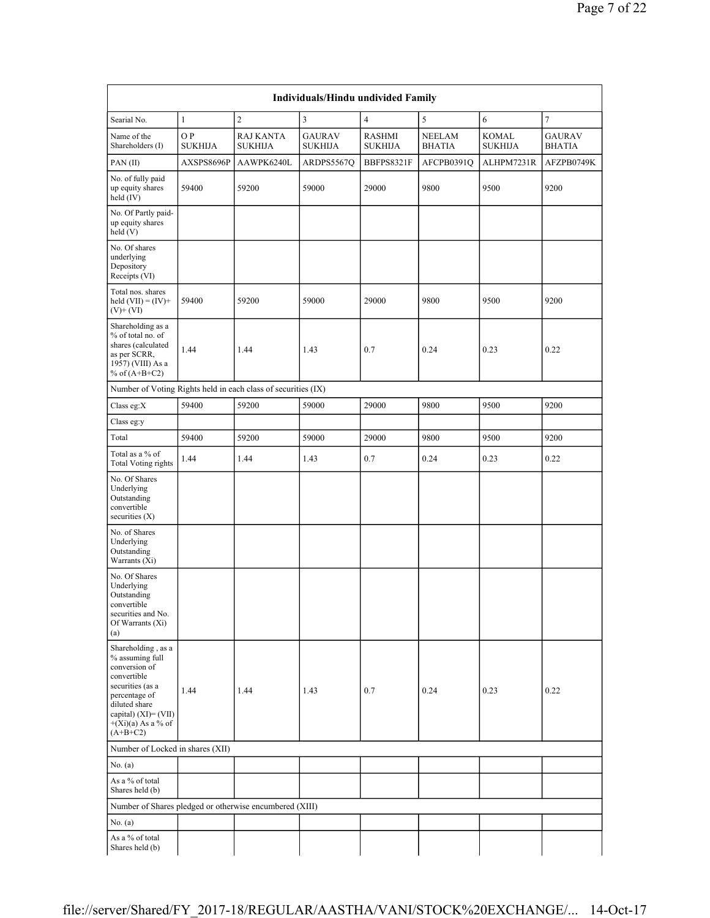| Individuals/Hindu undivided Family | | | | | | | |
|---|---|---|---|---|---|---|---|
| Searial No. | 1 | 2 | 3 | 4 | 5 | 6 | 7 |
| Name of the Shareholders (I) | O P SUKHIJA | RAJ KANTA SUKHIJA | GAURAV SUKHIJA | RASHMI SUKHIJA | NEELAM BHATIA | KOMAL SUKHIJA | GAURAV BHATIA |
| PAN (II) | AXSPS8696P | AAWPK6240L | ARDPS5567Q | BBFPS8321F | AFCPB0391Q | ALHPM7231R | AFZPB0749K |
| No. of fully paid up equity shares held (IV) | 59400 | 59200 | 59000 | 29000 | 9800 | 9500 | 9200 |
| No. Of Partly paid-up equity shares held (V) | | | | | | | |
| No. Of shares underlying Depository Receipts (VI) | | | | | | | |
| Total nos. shares held (VII) = (IV)+ (V)+ (VI) | 59400 | 59200 | 59000 | 29000 | 9800 | 9500 | 9200 |
| Shareholding as a % of total no. of shares (calculated as per SCRR, 1957) (VIII) As a % of (A+B+C2) | 1.44 | 1.44 | 1.43 | 0.7 | 0.24 | 0.23 | 0.22 |
| Number of Voting Rights held in each class of securities (IX) | | | | | | | |
| Class eg:X | 59400 | 59200 | 59000 | 29000 | 9800 | 9500 | 9200 |
| Class eg:y | | | | | | | |
| Total | 59400 | 59200 | 59000 | 29000 | 9800 | 9500 | 9200 |
| Total as a % of Total Voting rights | 1.44 | 1.44 | 1.43 | 0.7 | 0.24 | 0.23 | 0.22 |
| No. Of Shares Underlying Outstanding convertible securities (X) | | | | | | | |
| No. of Shares Underlying Outstanding Warrants (Xi) | | | | | | | |
| No. Of Shares Underlying Outstanding convertible securities and No. Of Warrants (Xi) (a) | | | | | | | |
| Shareholding , as a % assuming full conversion of convertible securities (as a percentage of diluted share capital) (XI)= (VII) +(Xi)(a) As a % of (A+B+C2) | 1.44 | 1.44 | 1.43 | 0.7 | 0.24 | 0.23 | 0.22 |
| Number of Locked in shares (XII) | | | | | | | |
| No. (a) | | | | | | | |
| As a % of total Shares held (b) | | | | | | | |
| Number of Shares pledged or otherwise encumbered (XIII) | | | | | | | |
| No. (a) | | | | | | | |
| As a % of total Shares held (b) | | | | | | | |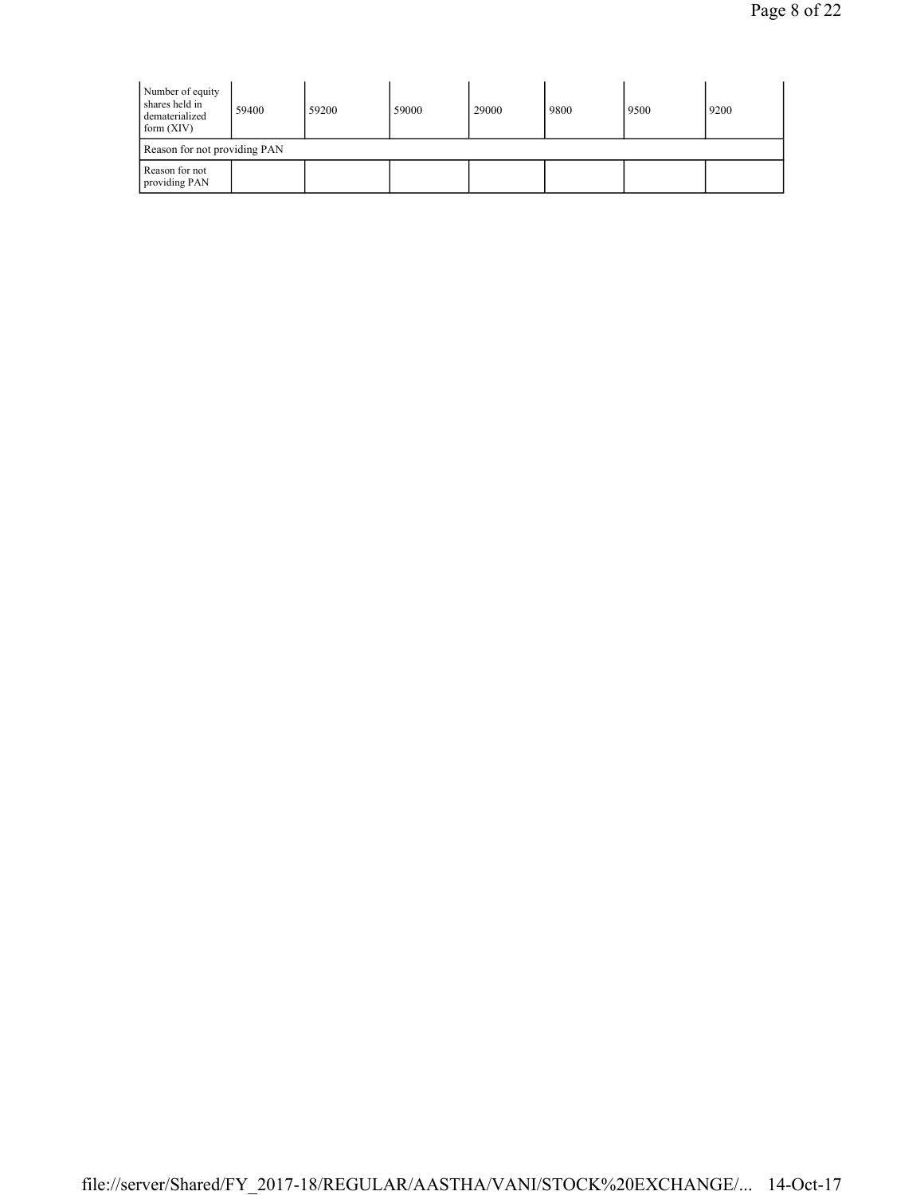| Number of equity shares held in dematerialized form (XIV) | 59400 | 59200 | 59000 | 29000 | 9800 | 9500 | 9200 |
|---|---|---|---|---|---|---|---|
| Reason for not providing PAN | | | | | | | |
| Reason for not providing PAN | | | | | | | |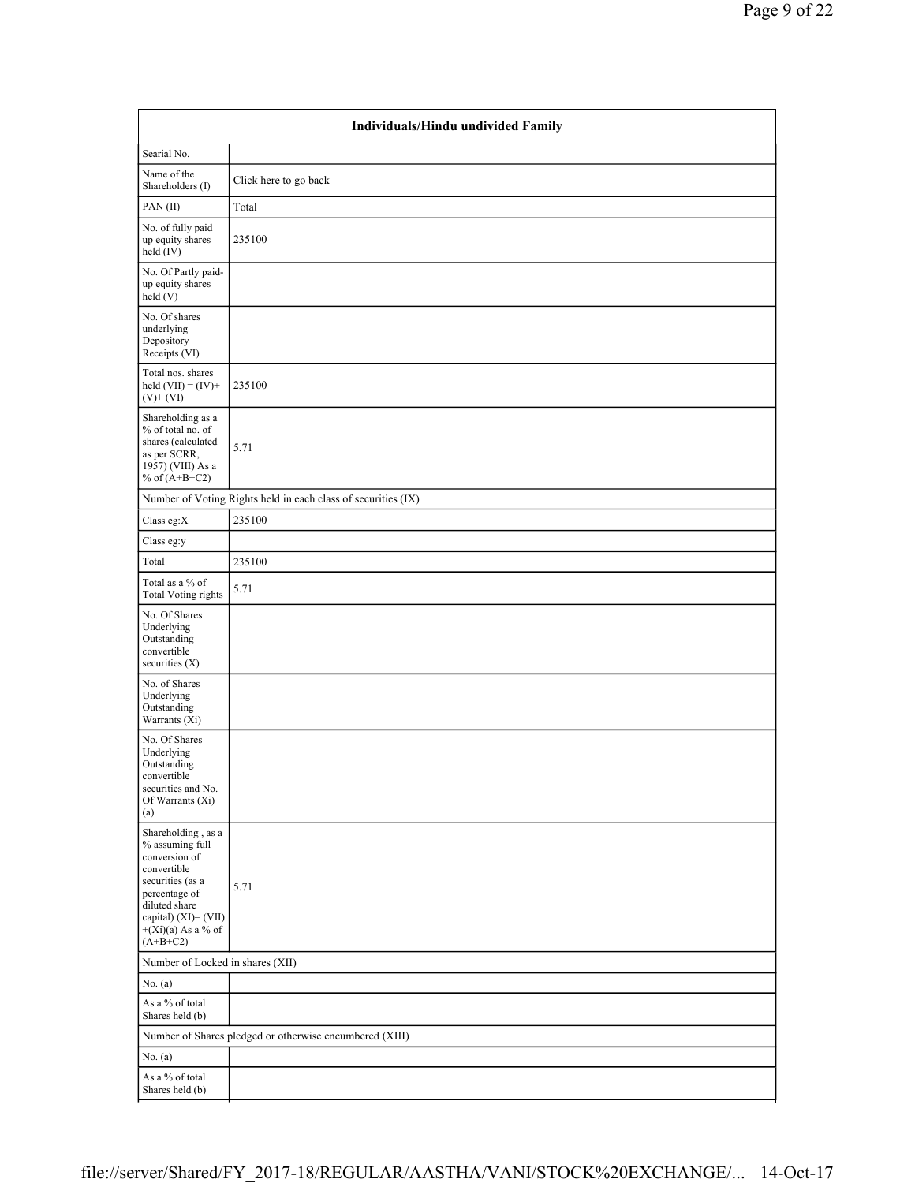| Individuals/Hindu undivided Family | |
|---|---|
| Searial No. | |
| Name of the Shareholders (I) | Click here to go back |
| PAN (II) | Total |
| No. of fully paid up equity shares held (IV) | 235100 |
| No. Of Partly paid-up equity shares held (V) | |
| No. Of shares underlying Depository Receipts (VI) | |
| Total nos. shares held (VII) = (IV)+ (V)+ (VI) | 235100 |
| Shareholding as a % of total no. of shares (calculated as per SCRR, 1957) (VIII) As a % of (A+B+C2) | 5.71 |
| Number of Voting Rights held in each class of securities (IX) | |
| Class eg:X | 235100 |
| Class eg:y | |
| Total | 235100 |
| Total as a % of Total Voting rights | 5.71 |
| No. Of Shares Underlying Outstanding convertible securities (X) | |
| No. of Shares Underlying Outstanding Warrants (Xi) | |
| No. Of Shares Underlying Outstanding convertible securities and No. Of Warrants (Xi) (a) | |
| Shareholding , as a % assuming full conversion of convertible securities (as a percentage of diluted share capital) (XI)= (VII)+(Xi)(a) As a % of (A+B+C2) | 5.71 |
| Number of Locked in shares (XII) | |
| No. (a) | |
| As a % of total Shares held (b) | |
| Number of Shares pledged or otherwise encumbered (XIII) | |
| No. (a) | |
| As a % of total Shares held (b) | |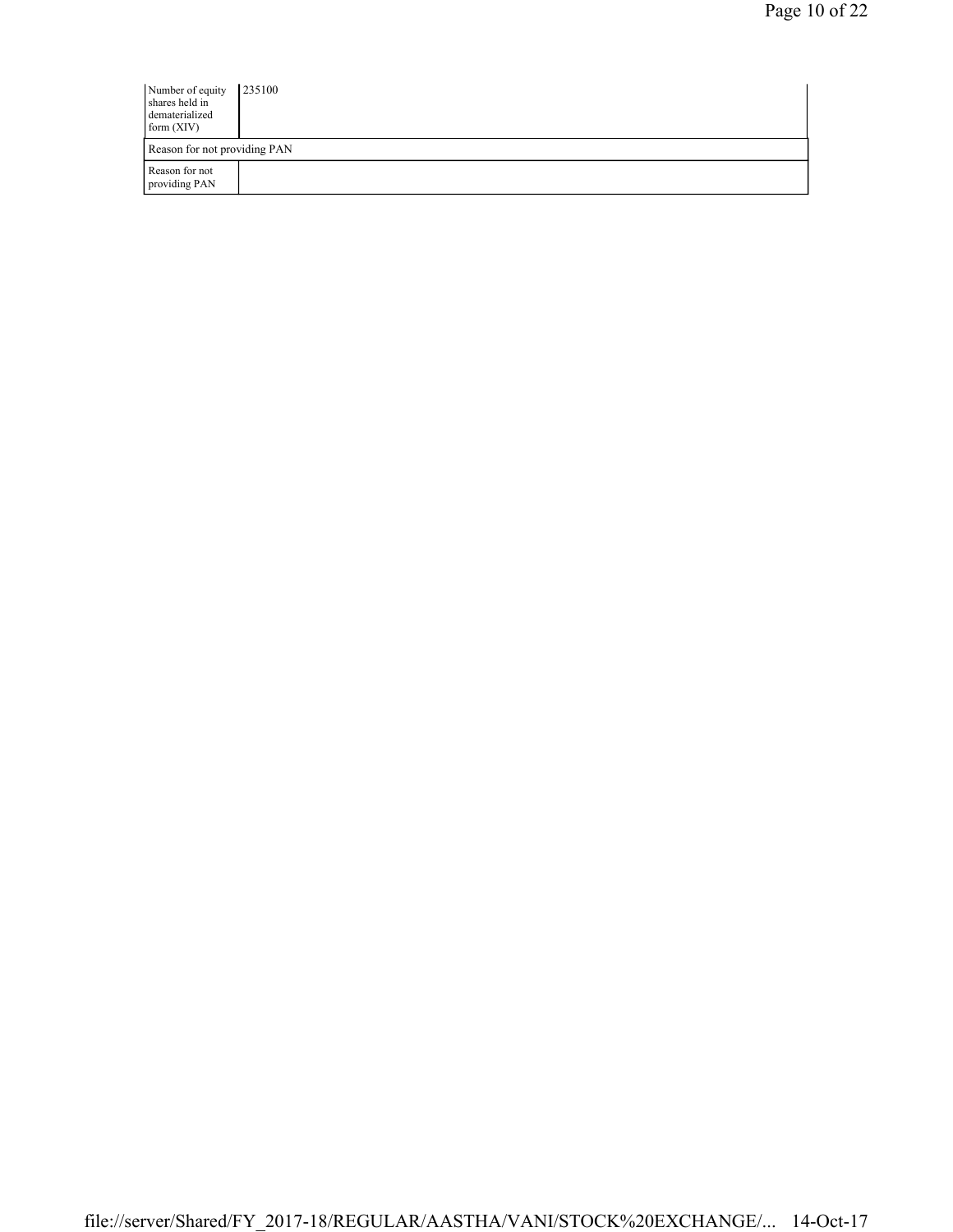| | |
|---|---|
| Number of equity shares held in dematerialized form (XIV) | 235100 |
| Reason for not providing PAN | |
| Reason for not providing PAN | |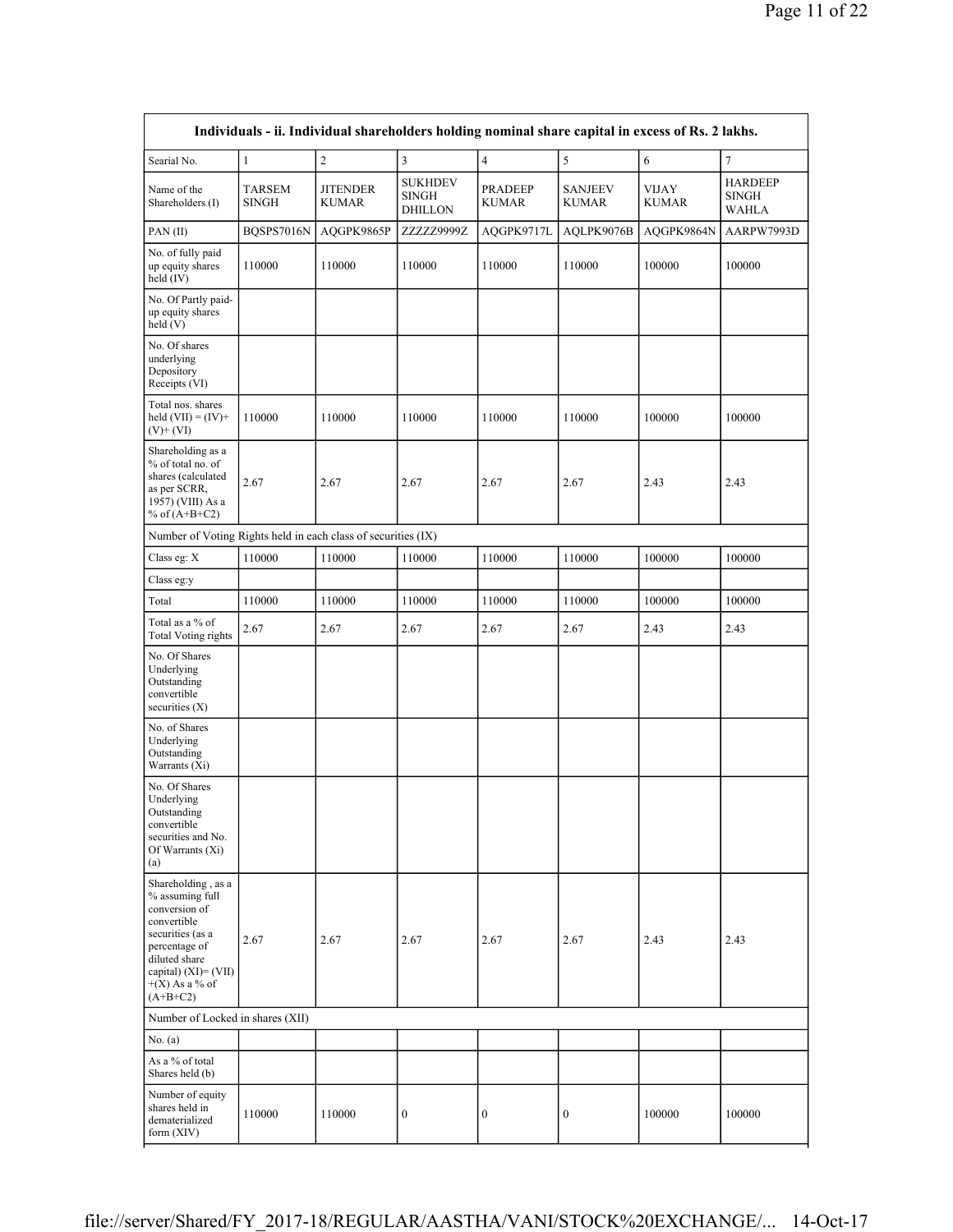| Individuals - ii. Individual shareholders holding nominal share capital in excess of Rs. 2 lakhs. | | | | | | | |
|---|---|---|---|---|---|---|---|
| Searial No. | 1 | 2 | 3 | 4 | 5 | 6 | 7 |
| Name of the Shareholders (I) | TARSEM SINGH | JITENDER KUMAR | SUKHDEV SINGH DHILLON | PRADEEP KUMAR | SANJEEV KUMAR | VIJAY KUMAR | HARDEEP SINGH WAHLA |
| PAN (II) | BQSPS7016N | AQGPK9865P | ZZZZZ9999Z | AQGPK9717L | AQLPK9076B | AQGPK9864N | AARPW7993D |
| No. of fully paid up equity shares held (IV) | 110000 | 110000 | 110000 | 110000 | 110000 | 100000 | 100000 |
| No. Of Partly paid-up equity shares held (V) | | | | | | | |
| No. Of shares underlying Depository Receipts (VI) | | | | | | | |
| Total nos. shares held (VII) = (IV)+ (V)+ (VI) | 110000 | 110000 | 110000 | 110000 | 110000 | 100000 | 100000 |
| Shareholding as a % of total no. of shares (calculated as per SCRR, 1957) (VIII) As a % of (A+B+C2) | 2.67 | 2.67 | 2.67 | 2.67 | 2.67 | 2.43 | 2.43 |
| Number of Voting Rights held in each class of securities (IX) | | | | | | | |
| Class eg: X | 110000 | 110000 | 110000 | 110000 | 110000 | 100000 | 100000 |
| Class eg:y | | | | | | | |
| Total | 110000 | 110000 | 110000 | 110000 | 110000 | 100000 | 100000 |
| Total as a % of Total Voting rights | 2.67 | 2.67 | 2.67 | 2.67 | 2.67 | 2.43 | 2.43 |
| No. Of Shares Underlying Outstanding convertible securities (X) | | | | | | | |
| No. of Shares Underlying Outstanding Warrants (Xi) | | | | | | | |
| No. Of Shares Underlying Outstanding convertible securities and No. Of Warrants (Xi) (a) | | | | | | | |
| Shareholding , as a % assuming full conversion of convertible securities (as a percentage of diluted share capital) (XI)= (VII) +(X) As a % of (A+B+C2) | 2.67 | 2.67 | 2.67 | 2.67 | 2.67 | 2.43 | 2.43 |
| Number of Locked in shares (XII) | | | | | | | |
| No. (a) | | | | | | | |
| As a % of total Shares held (b) | | | | | | | |
| Number of equity shares held in dematerialized form (XIV) | 110000 | 110000 | 0 | 0 | 0 | 100000 | 100000 |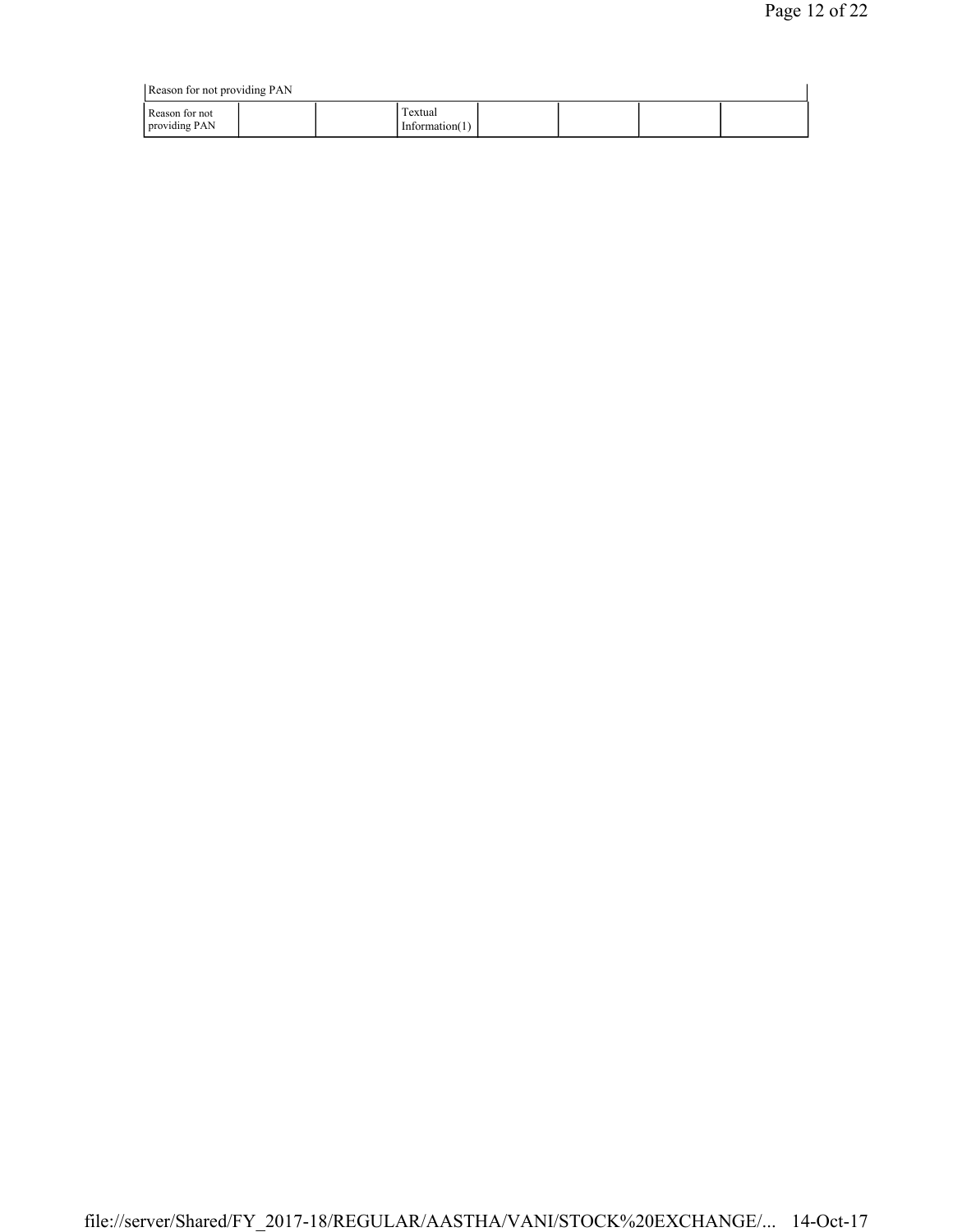| Reason for not providing PAN | | | | | | | |
|---|---|---|---|---|---|---|---|
| Reason for not providing PAN | | | Textual Information(1) | | | | |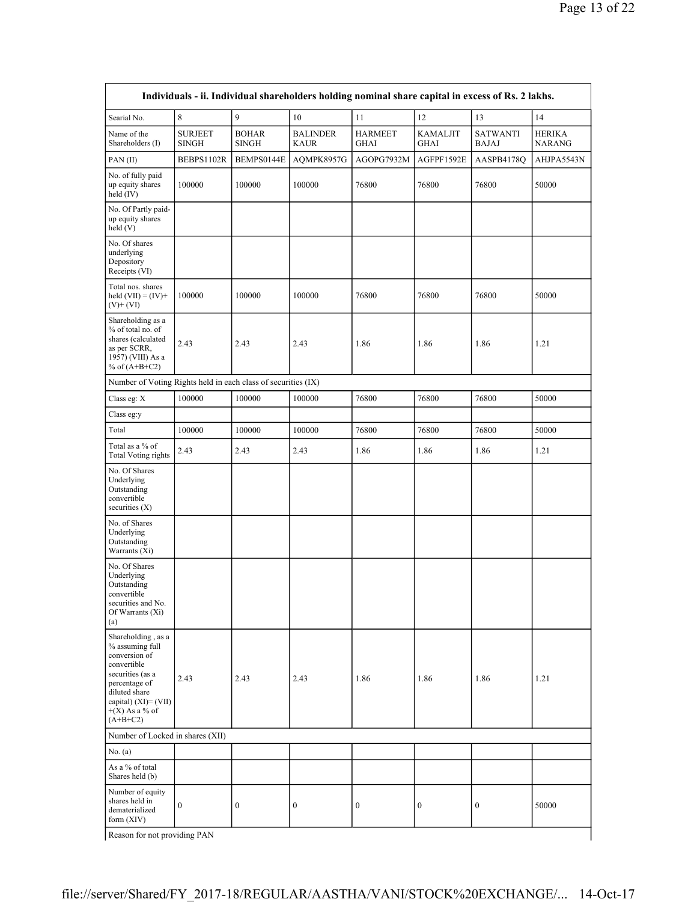| Individuals - ii. Individual shareholders holding nominal share capital in excess of Rs. 2 lakhs. | | | | | | | |
|---|---|---|---|---|---|---|---|
| Searial No. | 8 | 9 | 10 | 11 | 12 | 13 | 14 |
| Name of the Shareholders (I) | SURJEET SINGH | BOHAR SINGH | BALINDER KAUR | HARMEET GHAI | KAMALJIT GHAI | SATWANTI BAJAJ | HERIKA NARANG |
| PAN (II) | BEBPS1102R | BEMPS0144E | AQMPK8957G | AGOPG7932M | AGFPF1592E | AASPB4178Q | AHJPA5543N |
| No. of fully paid up equity shares held (IV) | 100000 | 100000 | 100000 | 76800 | 76800 | 76800 | 50000 |
| No. Of Partly paid-up equity shares held (V) | | | | | | | |
| No. Of shares underlying Depository Receipts (VI) | | | | | | | |
| Total nos. shares held (VII) = (IV)+ (V)+ (VI) | 100000 | 100000 | 100000 | 76800 | 76800 | 76800 | 50000 |
| Shareholding as a % of total no. of shares (calculated as per SCRR, 1957) (VIII) As a % of (A+B+C2) | 2.43 | 2.43 | 2.43 | 1.86 | 1.86 | 1.86 | 1.21 |
| Number of Voting Rights held in each class of securities (IX) | | | | | | | |
| Class eg: X | 100000 | 100000 | 100000 | 76800 | 76800 | 76800 | 50000 |
| Class eg:y | | | | | | | |
| Total | 100000 | 100000 | 100000 | 76800 | 76800 | 76800 | 50000 |
| Total as a % of Total Voting rights | 2.43 | 2.43 | 2.43 | 1.86 | 1.86 | 1.86 | 1.21 |
| No. Of Shares Underlying Outstanding convertible securities (X) | | | | | | | |
| No. of Shares Underlying Outstanding Warrants (Xi) | | | | | | | |
| No. Of Shares Underlying Outstanding convertible securities and No. Of Warrants (Xi) (a) | | | | | | | |
| Shareholding , as a % assuming full conversion of convertible securities (as a percentage of diluted share capital) (XI)= (VII)+(X) As a % of (A+B+C2) | 2.43 | 2.43 | 2.43 | 1.86 | 1.86 | 1.86 | 1.21 |
| Number of Locked in shares (XII) | | | | | | | |
| No. (a) | | | | | | | |
| As a % of total Shares held (b) | | | | | | | |
| Number of equity shares held in dematerialized form (XIV) | 0 | 0 | 0 | 0 | 0 | 0 | 50000 |
| Reason for not providing PAN | | | | | | | |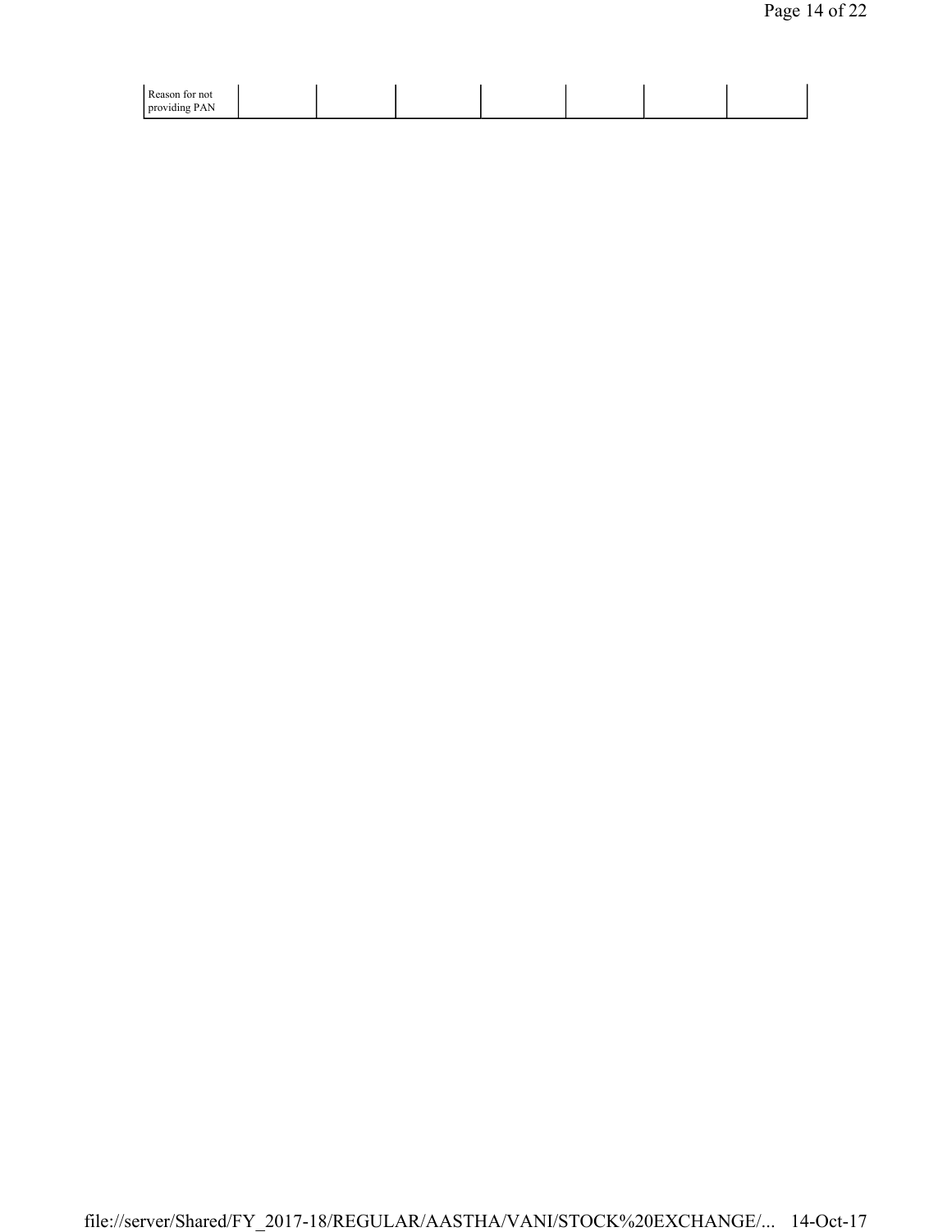| Reason for not providing PAN | | | | | | | |
|---|---|---|---|---|---|---|---|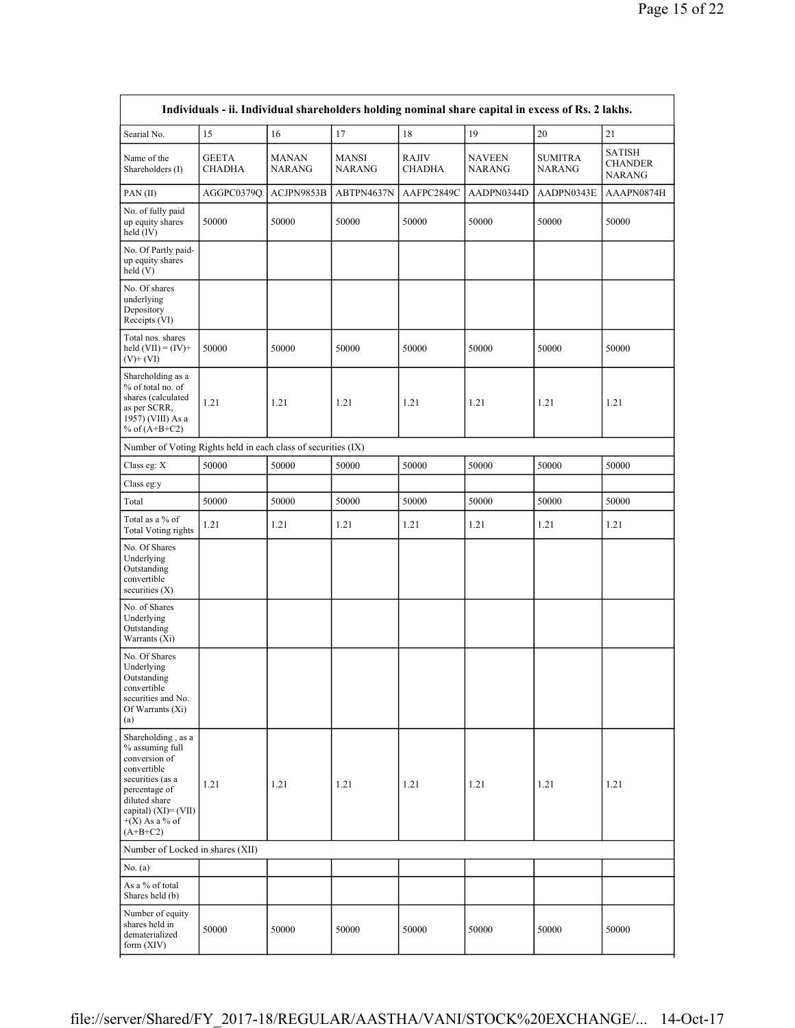| Individuals - ii. Individual shareholders holding nominal share capital in excess of Rs. 2 lakhs. | | | | | | | |
|---|---|---|---|---|---|---|---|
| Searial No. | 15 | 16 | 17 | 18 | 19 | 20 | 21 |
| Name of the Shareholders (I) | GEETA CHADHA | MANAN NARANG | MANSI NARANG | RAJIV CHADHA | NAVEEN NARANG | SUMITRA NARANG | SATISH CHANDER NARANG |
| PAN (II) | AGGPC0379Q | ACJPN9853B | ABTPN4637N | AAFPC2849C | AADPN0344D | AADPN0343E | AAAPN0874H |
| No. of fully paid up equity shares held (IV) | 50000 | 50000 | 50000 | 50000 | 50000 | 50000 | 50000 |
| No. Of Partly paid-up equity shares held (V) | | | | | | | |
| No. Of shares underlying Depository Receipts (VI) | | | | | | | |
| Total nos. shares held (VII) = (IV)+(V)+ (VI) | 50000 | 50000 | 50000 | 50000 | 50000 | 50000 | 50000 |
| Shareholding as a % of total no. of shares (calculated as per SCRR, 1957) (VIII) As a % of (A+B+C2) | 1.21 | 1.21 | 1.21 | 1.21 | 1.21 | 1.21 | 1.21 |
| Number of Voting Rights held in each class of securities (IX) | | | | | | | |
| Class eg: X | 50000 | 50000 | 50000 | 50000 | 50000 | 50000 | 50000 |
| Class eg:y | | | | | | | |
| Total | 50000 | 50000 | 50000 | 50000 | 50000 | 50000 | 50000 |
| Total as a % of Total Voting rights | 1.21 | 1.21 | 1.21 | 1.21 | 1.21 | 1.21 | 1.21 |
| No. Of Shares Underlying Outstanding convertible securities (X) | | | | | | | |
| No. of Shares Underlying Outstanding Warrants (Xi) | | | | | | | |
| No. Of Shares Underlying Outstanding convertible securities and No. Of Warrants (Xi) (a) | | | | | | | |
| Shareholding , as a % assuming full conversion of convertible securities (as a percentage of diluted share capital) (XI)= (VII)+(X) As a % of (A+B+C2) | 1.21 | 1.21 | 1.21 | 1.21 | 1.21 | 1.21 | 1.21 |
| Number of Locked in shares (XII) | | | | | | | |
| No. (a) | | | | | | | |
| As a % of total Shares held (b) | | | | | | | |
| Number of equity shares held in dematerialized form (XIV) | 50000 | 50000 | 50000 | 50000 | 50000 | 50000 | 50000 |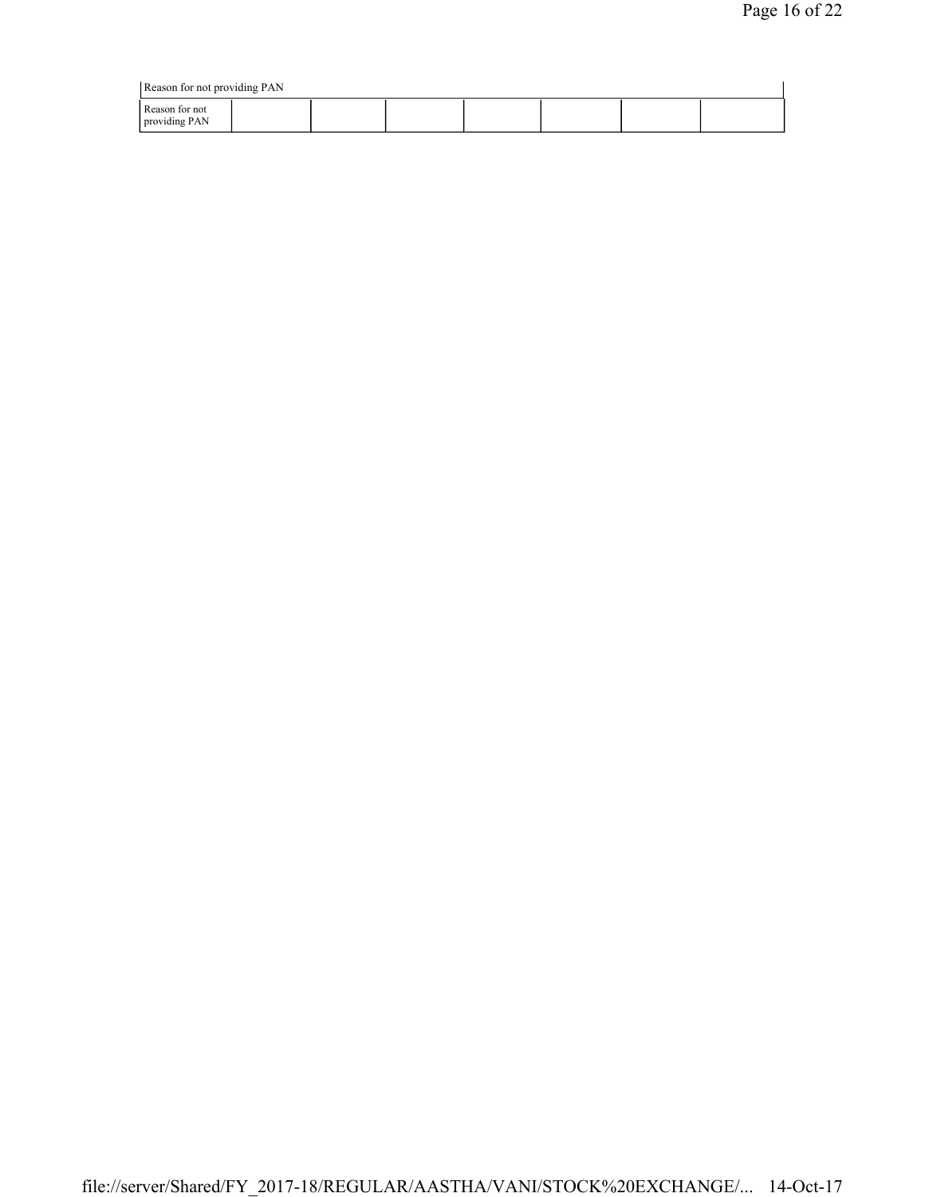| Reason for not providing PAN | | | | | | |
|---|---|---|---|---|---|---|
| Reason for not providing PAN | | | | | | |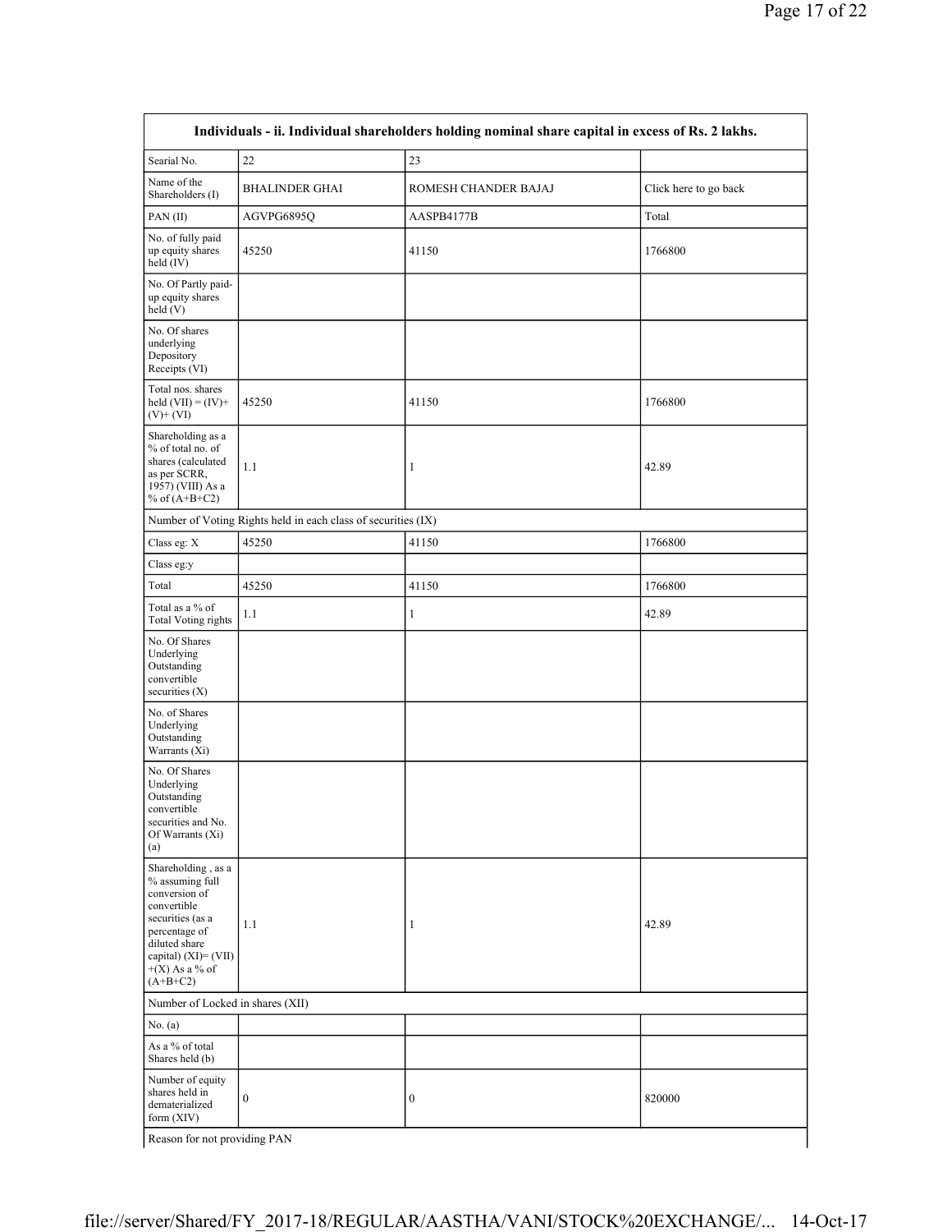| Individuals - ii. Individual shareholders holding nominal share capital in excess of Rs. 2 lakhs. | | | |
|---|---|---|---|
| Searial No. | 22 | 23 | |
| Name of the Shareholders (I) | BHALINDER GHAI | ROMESH CHANDER BAJAJ | Click here to go back |
| PAN (II) | AGVPG6895Q | AASPB4177B | Total |
| No. of fully paid up equity shares held (IV) | 45250 | 41150 | 1766800 |
| No. Of Partly paid-up equity shares held (V) | | | |
| No. Of shares underlying Depository Receipts (VI) | | | |
| Total nos. shares held (VII) = (IV)+(V)+ (VI) | 45250 | 41150 | 1766800 |
| Shareholding as a % of total no. of shares (calculated as per SCRR, 1957) (VIII) As a % of (A+B+C2) | 1.1 | 1 | 42.89 |
| Number of Voting Rights held in each class of securities (IX) | | | |
| Class eg: X | 45250 | 41150 | 1766800 |
| Class eg:y | | | |
| Total | 45250 | 41150 | 1766800 |
| Total as a % of Total Voting rights | 1.1 | 1 | 42.89 |
| No. Of Shares Underlying Outstanding convertible securities (X) | | | |
| No. of Shares Underlying Outstanding Warrants (Xi) | | | |
| No. Of Shares Underlying Outstanding convertible securities and No. Of Warrants (Xi) (a) | | | |
| Shareholding , as a % assuming full conversion of convertible securities (as a percentage of diluted share capital) (XI)= (VII)+(X) As a % of (A+B+C2) | 1.1 | 1 | 42.89 |
| Number of Locked in shares (XII) | | | |
| No. (a) | | | |
| As a % of total Shares held (b) | | | |
| Number of equity shares held in dematerialized form (XIV) | 0 | 0 | 820000 |
| Reason for not providing PAN | | | |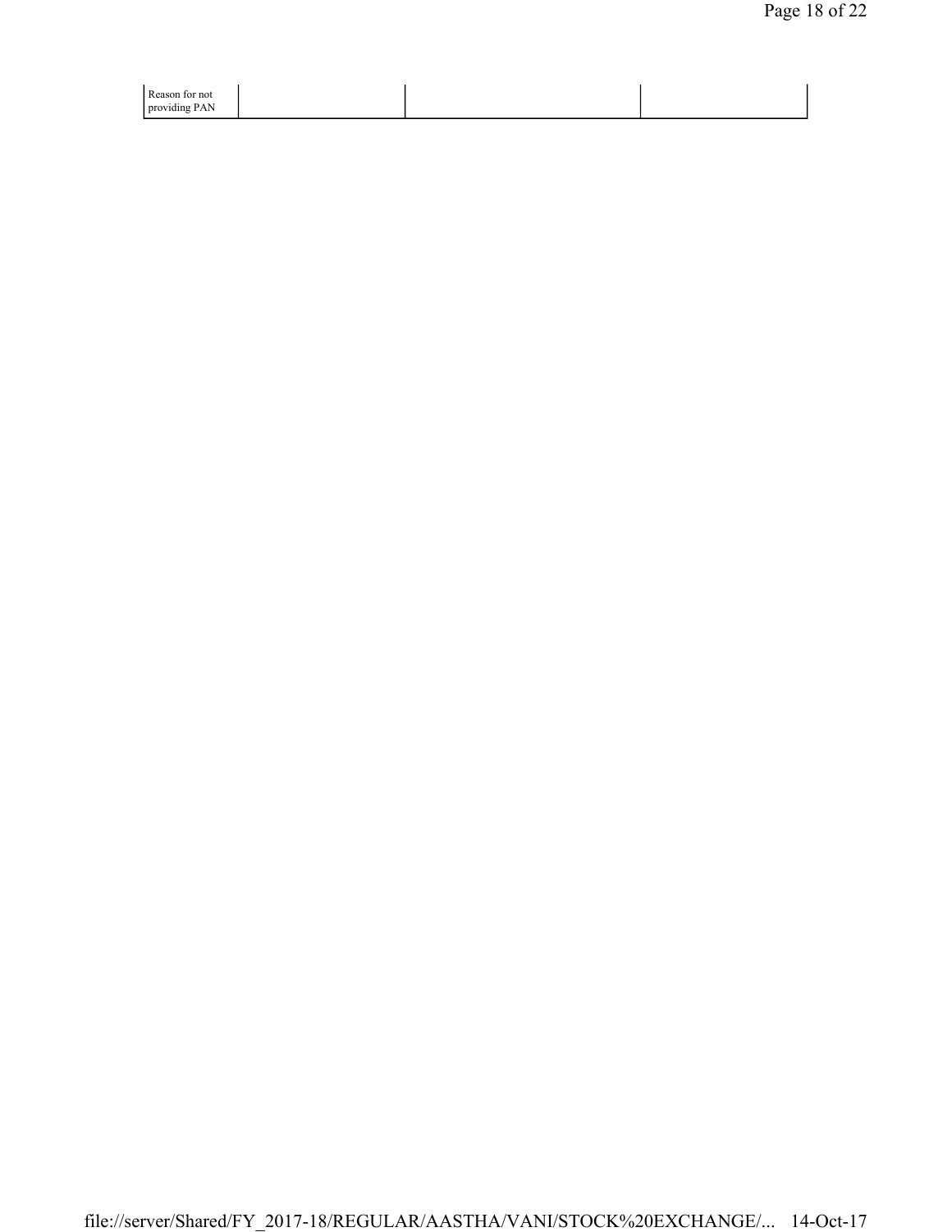| Reason for not providing PAN | | | |
|---|---|---|---|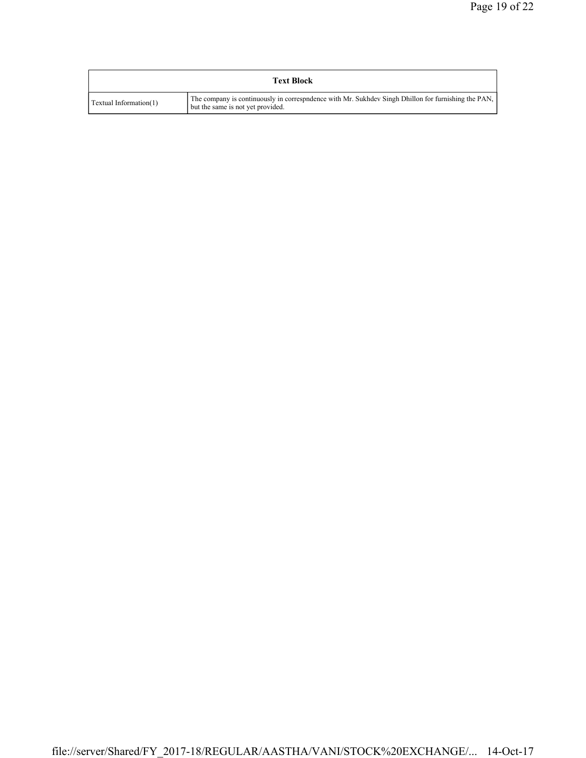| Text Block | |
|---|---|
| Textual Information(1) | The company is continuously in correspndence with Mr. Sukhdev Singh Dhillon for furnishing the PAN, but the same is not yet provided. |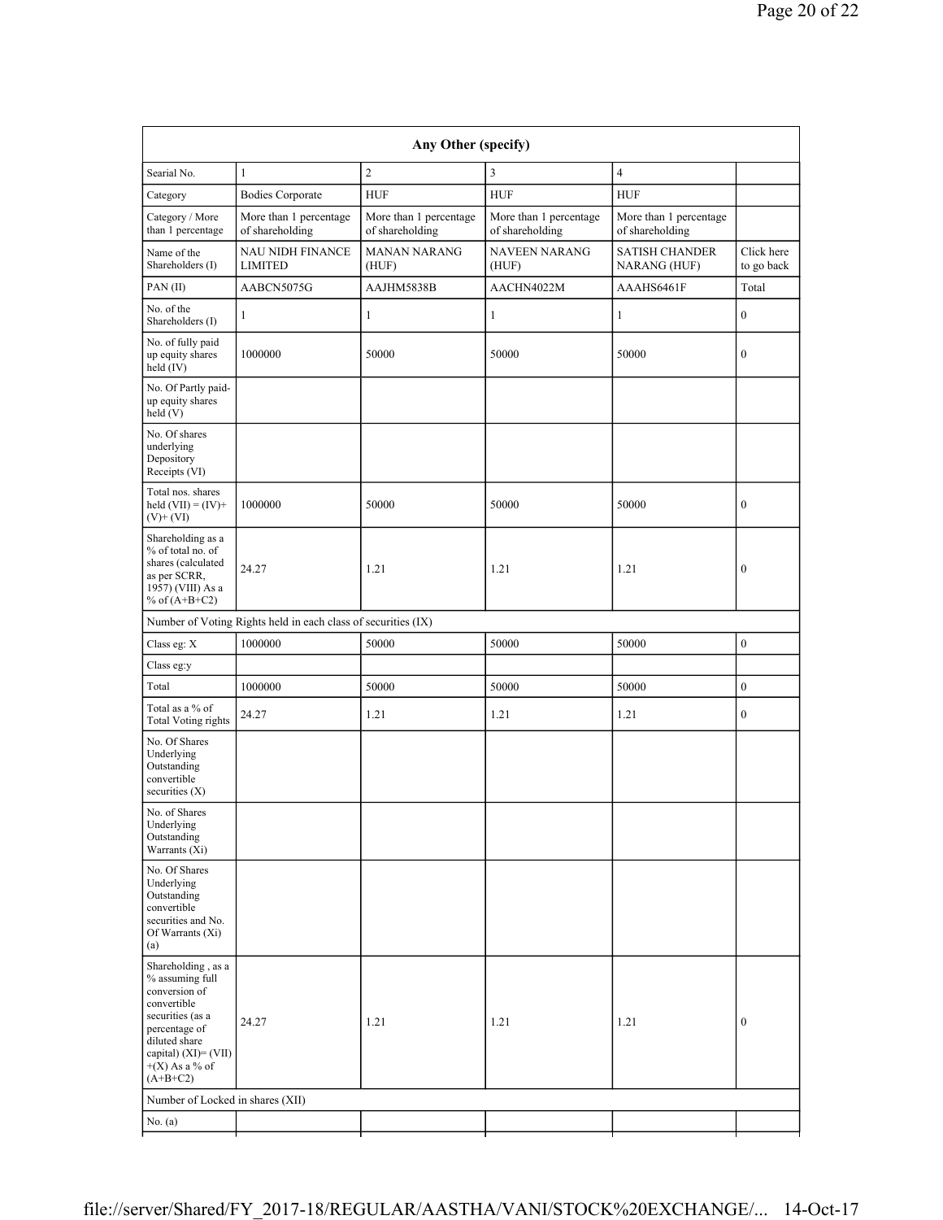| Any Other (specify) | | | | | |
|---|---|---|---|---|---|
| Searial No. | 1 | 2 | 3 | 4 | |
| Category | Bodies Corporate | HUF | HUF | HUF | |
| Category / More than 1 percentage | More than 1 percentage of shareholding | More than 1 percentage of shareholding | More than 1 percentage of shareholding | More than 1 percentage of shareholding | |
| Name of the Shareholders (I) | NAU NIDH FINANCE LIMITED | MANAN NARANG (HUF) | NAVEEN NARANG (HUF) | SATISH CHANDER NARANG (HUF) | Click here to go back |
| PAN (II) | AABCN5075G | AAJHM5838B | AACHN4022M | AAAHS6461F | Total |
| No. of the Shareholders (I) | 1 | 1 | 1 | 1 | 0 |
| No. of fully paid up equity shares held (IV) | 1000000 | 50000 | 50000 | 50000 | 0 |
| No. Of Partly paid-up equity shares held (V) | | | | | |
| No. Of shares underlying Depository Receipts (VI) | | | | | |
| Total nos. shares held (VII) = (IV)+(V)+ (VI) | 1000000 | 50000 | 50000 | 50000 | 0 |
| Shareholding as a % of total no. of shares (calculated as per SCRR, 1957) (VIII) As a % of (A+B+C2) | 24.27 | 1.21 | 1.21 | 1.21 | 0 |
| Number of Voting Rights held in each class of securities (IX) | | | | | |
| Class eg: X | 1000000 | 50000 | 50000 | 50000 | 0 |
| Class eg:y | | | | | |
| Total | 1000000 | 50000 | 50000 | 50000 | 0 |
| Total as a % of Total Voting rights | 24.27 | 1.21 | 1.21 | 1.21 | 0 |
| No. Of Shares Underlying Outstanding convertible securities (X) | | | | | |
| No. of Shares Underlying Outstanding Warrants (Xi) | | | | | |
| No. Of Shares Underlying Outstanding convertible securities and No. Of Warrants (Xi) (a) | | | | | |
| Shareholding , as a % assuming full conversion of convertible securities (as a percentage of diluted share capital) (XI)= (VII) +(X) As a % of (A+B+C2) | 24.27 | 1.21 | 1.21 | 1.21 | 0 |
| Number of Locked in shares (XII) | | | | | |
| No. (a) | | | | | |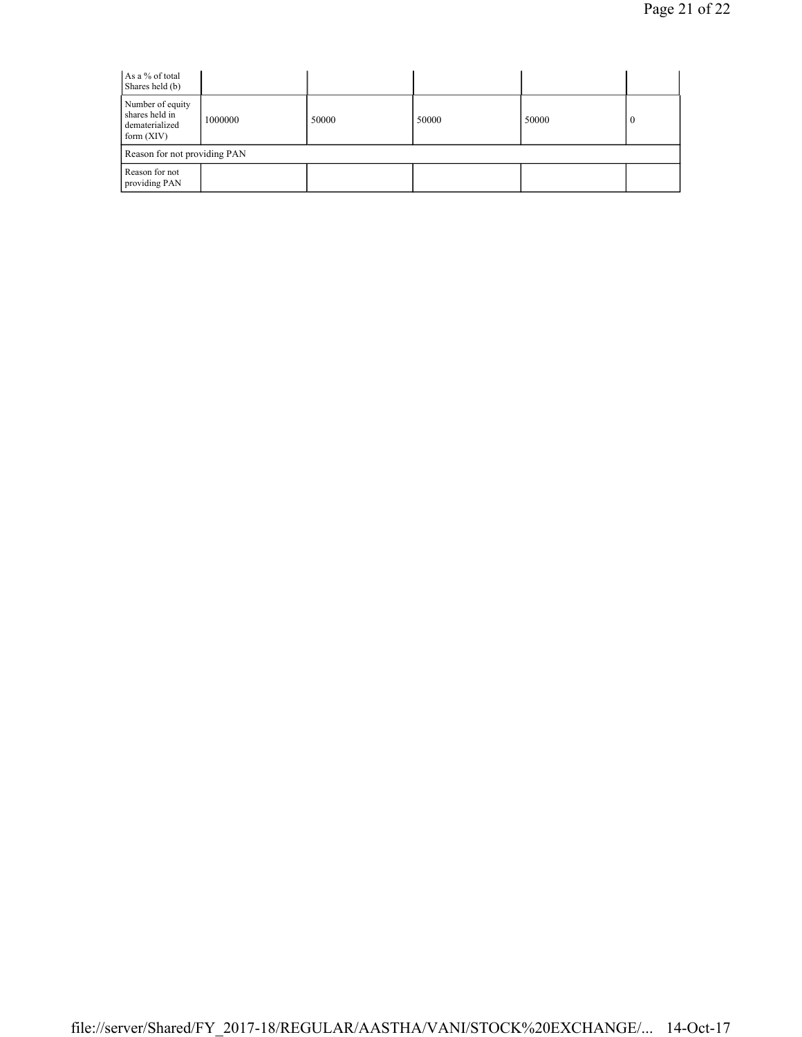| | | | | | |
|---|---|---|---|---|---|
| As a % of total Shares held (b) | | | | | |
| Number of equity shares held in dematerialized form (XIV) | 1000000 | 50000 | 50000 | 50000 | 0 |
| Reason for not providing PAN | | | | | |
| Reason for not providing PAN | | | | | |